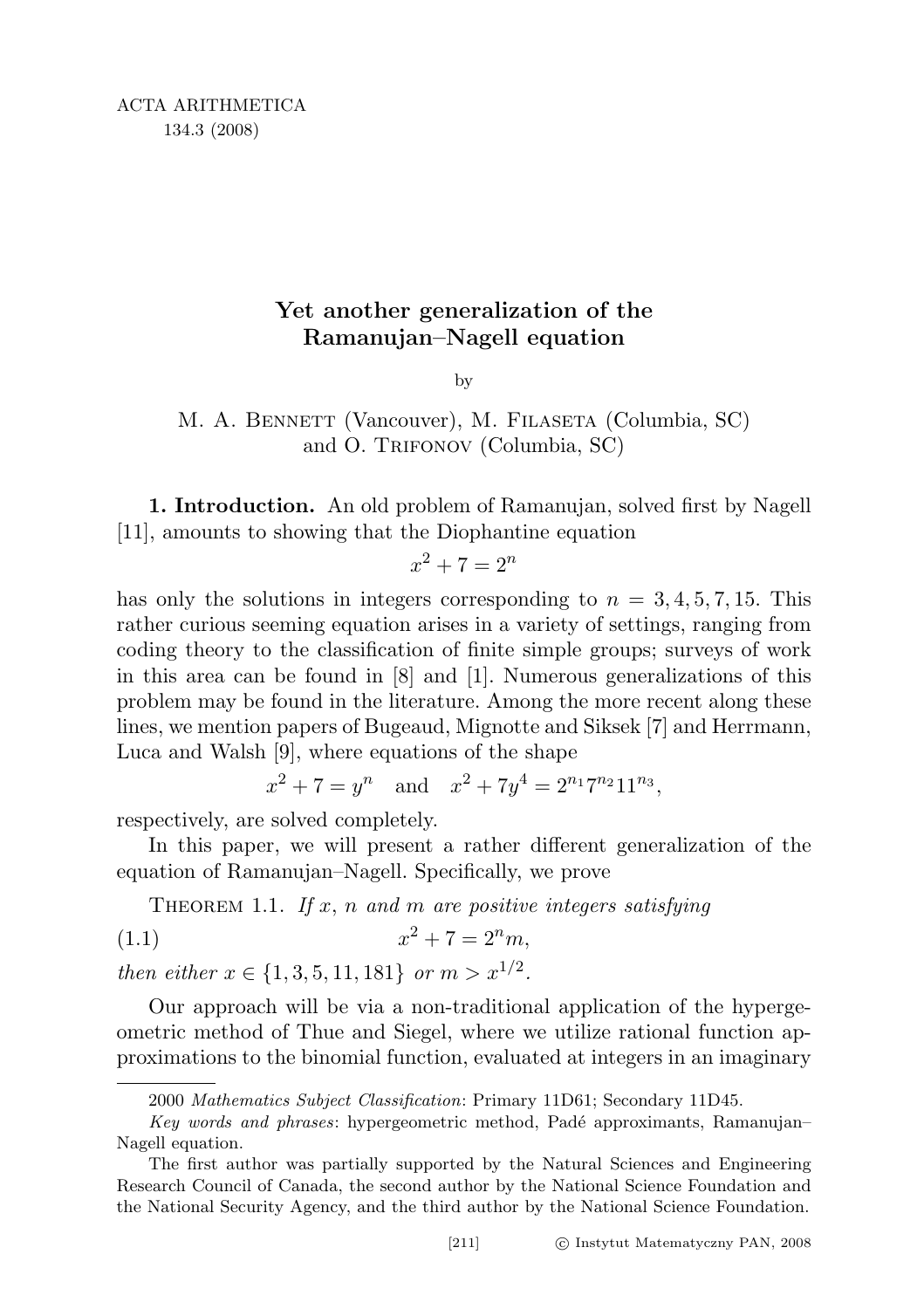# Yet another generalization of the Ramanujan–Nagell equation

by

M. A. Bennett (Vancouver), M. Filaseta (Columbia, SC) and O. Trifonov (Columbia, SC)

**1. Introduction.** An old problem of Ramanujan, solved first by Nagell [11], amounts to showing that the Diophantine equation

$$x^2 + 7 = 2^n$$

has only the solutions in integers corresponding to $n = 3, 4, 5, 7, 15$. This rather curious seeming equation arises in a variety of settings, ranging from coding theory to the classification of finite simple groups; surveys of work in this area can be found in [8] and [1]. Numerous generalizations of this problem may be found in the literature. Among the more recent along these lines, we mention papers of Bugeaud, Mignotte and Siksek [7] and Herrmann, Luca and Walsh [9], where equations of the shape

$$x^2 + 7 = y^n \quad \text{and} \quad x^2 + 7y^4 = 2^{n_1}7^{n_2}11^{n_3},$$

respectively, are solved completely.

In this paper, we will present a rather different generalization of the equation of Ramanujan–Nagell. Specifically, we prove

Theorem 1.1. *If $x$, $n$ and $m$ are positive integers satisfying*

$$x^2 + 7 = 2^n m, \tag{1.1}$$

*then either $x \in \{1, 3, 5, 11, 181\}$ or $m > x^{1/2}$.*

Our approach will be via a non-traditional application of the hypergeometric method of Thue and Siegel, where we utilize rational function approximations to the binomial function, evaluated at integers in an imaginary

2000 *Mathematics Subject Classification*: Primary 11D61; Secondary 11D45.

*Key words and phrases*: hypergeometric method, Padé approximants, Ramanujan–Nagell equation.

The first author was partially supported by the Natural Sciences and Engineering Research Council of Canada, the second author by the National Science Foundation and the National Security Agency, and the third author by the National Science Foundation.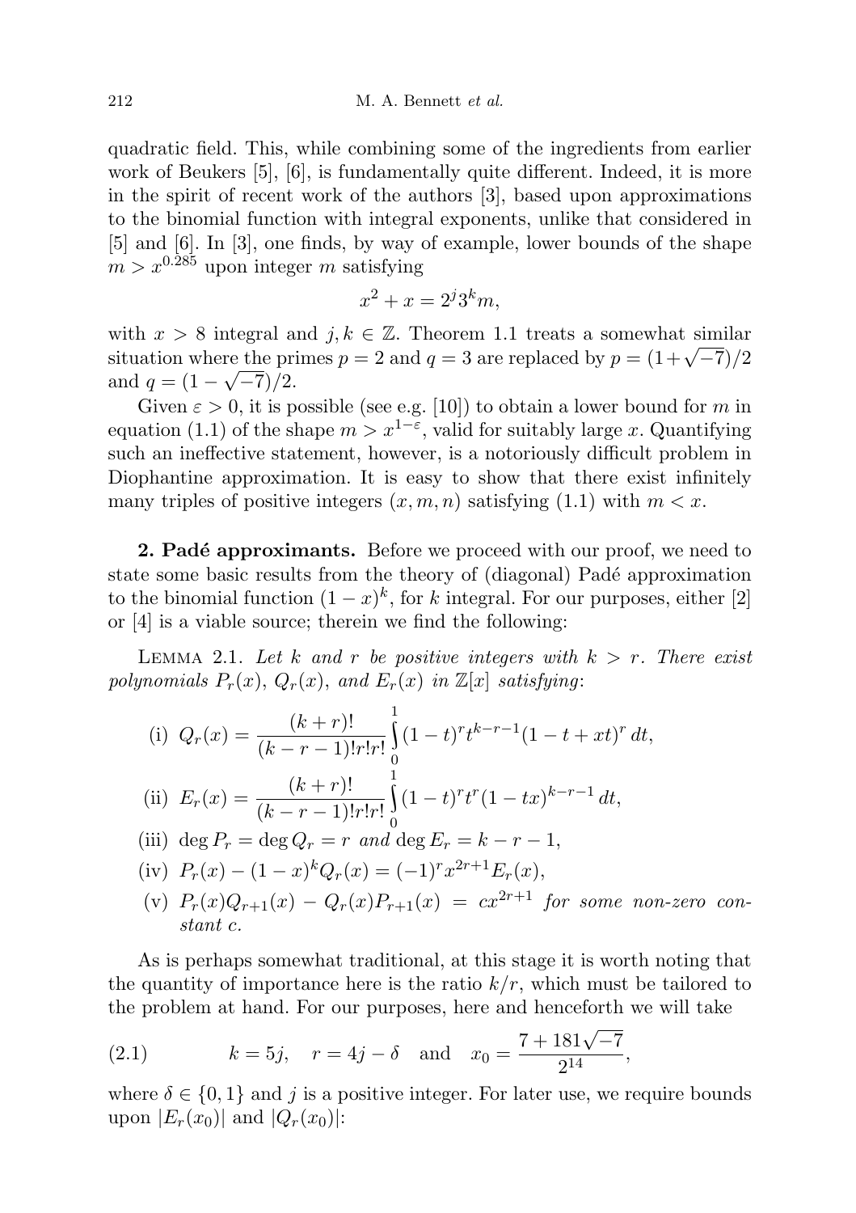quadratic field. This, while combining some of the ingredients from earlier work of Beukers [5], [6], is fundamentally quite different. Indeed, it is more in the spirit of recent work of the authors [3], based upon approximations to the binomial function with integral exponents, unlike that considered in [5] and [6]. In [3], one finds, by way of example, lower bounds of the shape $m > x^{0.285}$ upon integer $m$ satisfying

$$x^2 + x = 2^j 3^k m,$$

with $x > 8$ integral and $j, k \in \mathbb{Z}$. Theorem 1.1 treats a somewhat similar situation where the primes $p = 2$ and $q = 3$ are replaced by $p = (1+\sqrt{-7})/2$ and $q = (1-\sqrt{-7})/2$.

Given $\varepsilon > 0$, it is possible (see e.g. [10]) to obtain a lower bound for $m$ in equation (1.1) of the shape $m > x^{1-\varepsilon}$, valid for suitably large $x$. Quantifying such an ineffective statement, however, is a notoriously difficult problem in Diophantine approximation. It is easy to show that there exist infinitely many triples of positive integers $(x, m, n)$ satisfying (1.1) with $m < x$.

**2. Padé approximants.** Before we proceed with our proof, we need to state some basic results from the theory of (diagonal) Padé approximation to the binomial function $(1-x)^k$, for $k$ integral. For our purposes, either [2] or [4] is a viable source; therein we find the following:

Lemma 2.1. *Let $k$ and $r$ be positive integers with $k > r$. There exist polynomials $P_r(x)$, $Q_r(x)$, and $E_r(x)$ in $\mathbb{Z}[x]$ satisfying*:

(i) $Q_r(x) = \dfrac{(k+r)!}{(k-r-1)!r!r!} \displaystyle\int_0^1 (1-t)^r t^{k-r-1} (1-t+xt)^r \, dt,$

(ii) $E_r(x) = \dfrac{(k+r)!}{(k-r-1)!r!r!} \displaystyle\int_0^1 (1-t)^r t^r (1-tx)^{k-r-1} \, dt,$

(iii) $\deg P_r = \deg Q_r = r$ *and* $\deg E_r = k-r-1$,

(iv) $P_r(x) - (1-x)^k Q_r(x) = (-1)^r x^{2r+1} E_r(x)$,

(v) $P_r(x) Q_{r+1}(x) - Q_r(x) P_{r+1}(x) = c x^{2r+1}$ *for some non-zero constant $c$.*

As is perhaps somewhat traditional, at this stage it is worth noting that the quantity of importance here is the ratio $k/r$, which must be tailored to the problem at hand. For our purposes, here and henceforth we will take

$$k = 5j, \quad r = 4j - \delta \quad \text{and} \quad x_0 = \frac{7 + 181\sqrt{-7}}{2^{14}}, \tag{2.1}$$

where $\delta \in \{0, 1\}$ and $j$ is a positive integer. For later use, we require bounds upon $|E_r(x_0)|$ and $|Q_r(x_0)|$: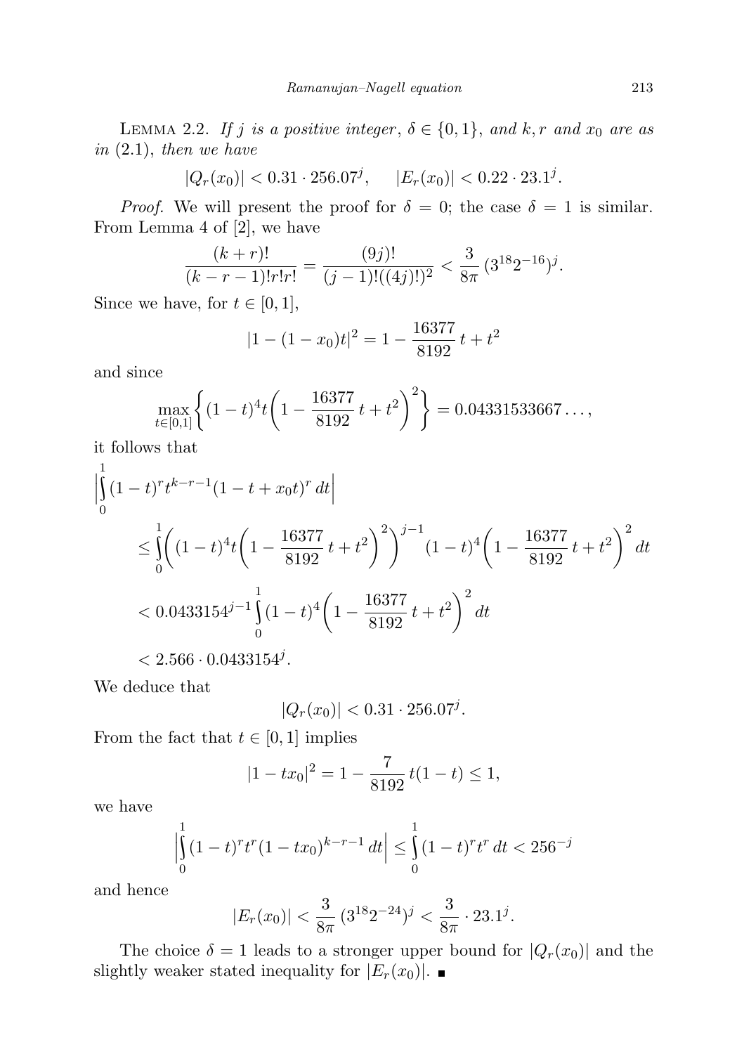LEMMA 2.2. *If $j$ is a positive integer*, $\delta \in \{0,1\}$, *and $k, r$ and $x_0$ are as in* (2.1), *then we have*

$$|Q_r(x_0)| < 0.31 \cdot 256.07^j, \qquad |E_r(x_0)| < 0.22 \cdot 23.1^j.$$

*Proof.* We will present the proof for $\delta = 0$; the case $\delta = 1$ is similar. From Lemma 4 of [2], we have

$$\frac{(k+r)!}{(k-r-1)!r!r!} = \frac{(9j)!}{(j-1)!((4j)!)^2} < \frac{3}{8\pi}\,(3^{18}2^{-16})^j.$$

Since we have, for $t \in [0,1]$,

$$|1-(1-x_0)t|^2 = 1 - \frac{16377}{8192}\,t + t^2$$

and since

$$\max_{t\in[0,1]}\left\{(1-t)^4 t\left(1 - \frac{16377}{8192}\,t + t^2\right)^2\right\} = 0.04331533667\ldots,$$

it follows that

$$\begin{aligned}
&\left|\int_0^1 (1-t)^r t^{k-r-1}(1-t+x_0 t)^r\,dt\right| \\
&\quad\le \int_0^1 \left((1-t)^4 t\left(1 - \frac{16377}{8192}\,t + t^2\right)^2\right)^{j-1}(1-t)^4\left(1 - \frac{16377}{8192}\,t + t^2\right)^2 dt \\
&\quad< 0.0433154^{j-1}\int_0^1 (1-t)^4\left(1 - \frac{16377}{8192}\,t + t^2\right)^2 dt \\
&\quad< 2.566 \cdot 0.0433154^j.
\end{aligned}$$

We deduce that

$$|Q_r(x_0)| < 0.31 \cdot 256.07^j.$$

From the fact that $t \in [0,1]$ implies

$$|1 - tx_0|^2 = 1 - \frac{7}{8192}\,t(1-t) \le 1,$$

we have

$$\left|\int_0^1 (1-t)^r t^r (1-tx_0)^{k-r-1}\,dt\right| \le \int_0^1 (1-t)^r t^r\,dt < 256^{-j}$$

and hence

$$|E_r(x_0)| < \frac{3}{8\pi}\,(3^{18}2^{-24})^j < \frac{3}{8\pi}\cdot 23.1^j.$$

The choice $\delta = 1$ leads to a stronger upper bound for $|Q_r(x_0)|$ and the slightly weaker stated inequality for $|E_r(x_0)|$. ■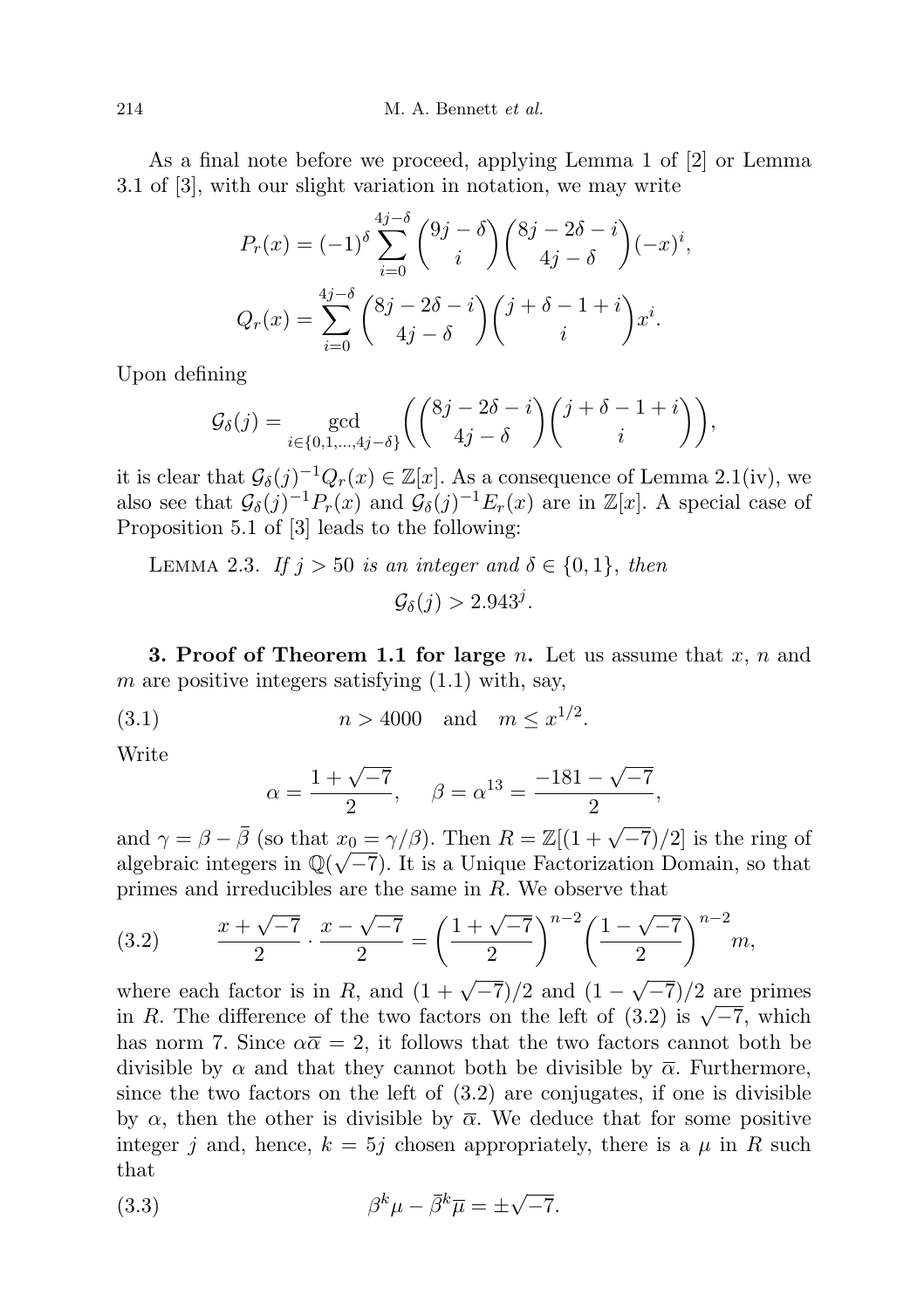As a final note before we proceed, applying Lemma 1 of [2] or Lemma 3.1 of [3], with our slight variation in notation, we may write

$$P_r(x) = (-1)^\delta \sum_{i=0}^{4j-\delta} \binom{9j-\delta}{i} \binom{8j-2\delta-i}{4j-\delta} (-x)^i,$$

$$Q_r(x) = \sum_{i=0}^{4j-\delta} \binom{8j-2\delta-i}{4j-\delta} \binom{j+\delta-1+i}{i} x^i.$$

Upon defining

$$\mathcal{G}_\delta(j) = \gcd_{i\in\{0,1,\dots,4j-\delta\}} \left( \binom{8j-2\delta-i}{4j-\delta} \binom{j+\delta-1+i}{i} \right),$$

it is clear that $\mathcal{G}_\delta(j)^{-1} Q_r(x) \in \mathbb{Z}[x]$. As a consequence of Lemma 2.1(iv), we also see that $\mathcal{G}_\delta(j)^{-1} P_r(x)$ and $\mathcal{G}_\delta(j)^{-1} E_r(x)$ are in $\mathbb{Z}[x]$. A special case of Proposition 5.1 of [3] leads to the following:

Lemma 2.3. *If $j > 50$ is an integer and $\delta \in \{0,1\}$, then*

$$\mathcal{G}_\delta(j) > 2.943^j.$$

**3. Proof of Theorem 1.1 for large $n$.** Let us assume that $x$, $n$ and $m$ are positive integers satisfying (1.1) with, say,

$$n > 4000 \quad \text{and} \quad m \le x^{1/2}. \tag{3.1}$$

Write

$$\alpha = \frac{1+\sqrt{-7}}{2}, \qquad \beta = \alpha^{13} = \frac{-181-\sqrt{-7}}{2},$$

and $\gamma = \beta - \bar{\beta}$ (so that $x_0 = \gamma/\beta$). Then $R = \mathbb{Z}[(1+\sqrt{-7})/2]$ is the ring of algebraic integers in $\mathbb{Q}(\sqrt{-7})$. It is a Unique Factorization Domain, so that primes and irreducibles are the same in $R$. We observe that

$$\frac{x+\sqrt{-7}}{2} \cdot \frac{x-\sqrt{-7}}{2} = \left(\frac{1+\sqrt{-7}}{2}\right)^{n-2} \left(\frac{1-\sqrt{-7}}{2}\right)^{n-2} m, \tag{3.2}$$

where each factor is in $R$, and $(1+\sqrt{-7})/2$ and $(1-\sqrt{-7})/2$ are primes in $R$. The difference of the two factors on the left of (3.2) is $\sqrt{-7}$, which has norm 7. Since $\alpha\bar{\alpha} = 2$, it follows that the two factors cannot both be divisible by $\alpha$ and that they cannot both be divisible by $\bar{\alpha}$. Furthermore, since the two factors on the left of (3.2) are conjugates, if one is divisible by $\alpha$, then the other is divisible by $\bar{\alpha}$. We deduce that for some positive integer $j$ and, hence, $k = 5j$ chosen appropriately, there is a $\mu$ in $R$ such that

$$\beta^k \mu - \bar{\beta}^k \bar{\mu} = \pm\sqrt{-7}. \tag{3.3}$$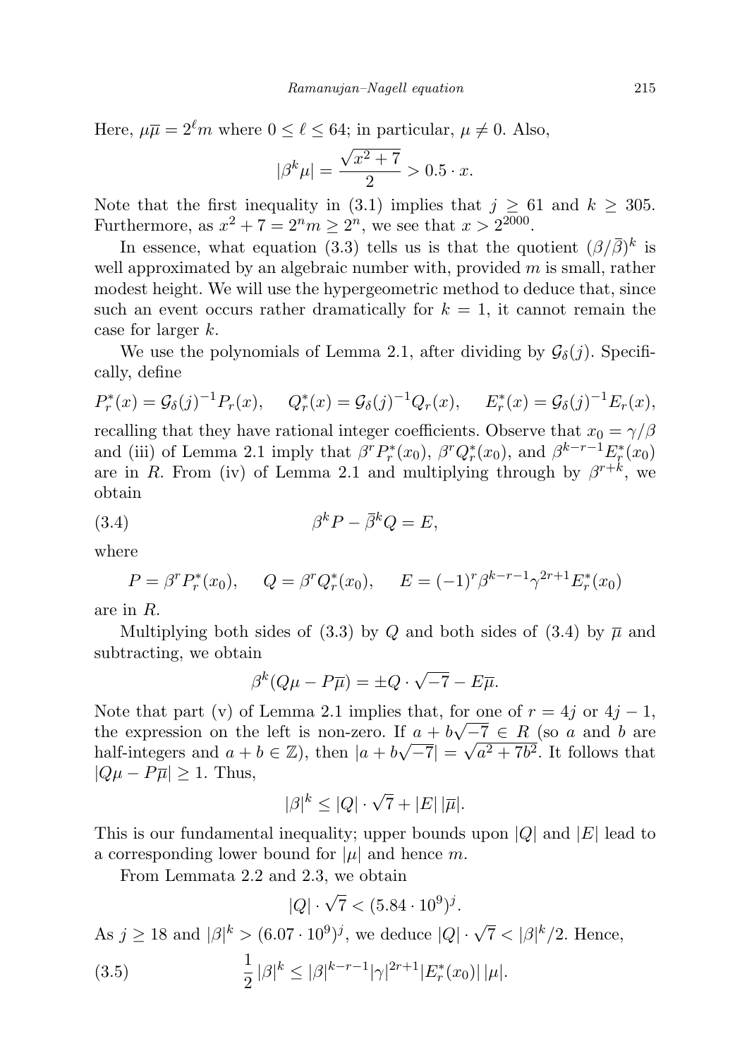Here, $\mu\overline{\mu} = 2^\ell m$ where $0 \le \ell \le 64$; in particular, $\mu \ne 0$. Also,

$$|\beta^k \mu| = \frac{\sqrt{x^2+7}}{2} > 0.5 \cdot x.$$

Note that the first inequality in (3.1) implies that $j \ge 61$ and $k \ge 305$. Furthermore, as $x^2 + 7 = 2^n m \ge 2^n$, we see that $x > 2^{2000}$.

In essence, what equation (3.3) tells us is that the quotient $(\beta/\overline{\beta})^k$ is well approximated by an algebraic number with, provided $m$ is small, rather modest height. We will use the hypergeometric method to deduce that, since such an event occurs rather dramatically for $k = 1$, it cannot remain the case for larger $k$.

We use the polynomials of Lemma 2.1, after dividing by $\mathcal{G}_\delta(j)$. Specifically, define

$$P_r^*(x) = \mathcal{G}_\delta(j)^{-1} P_r(x), \quad Q_r^*(x) = \mathcal{G}_\delta(j)^{-1} Q_r(x), \quad E_r^*(x) = \mathcal{G}_\delta(j)^{-1} E_r(x),$$

recalling that they have rational integer coefficients. Observe that $x_0 = \gamma/\beta$ and (iii) of Lemma 2.1 imply that $\beta^r P_r^*(x_0)$, $\beta^r Q_r^*(x_0)$, and $\beta^{k-r-1} E_r^*(x_0)$ are in $R$. From (iv) of Lemma 2.1 and multiplying through by $\beta^{r+k}$, we obtain

$$\beta^k P - \overline{\beta}^k Q = E, \tag{3.4}$$

where

$$P = \beta^r P_r^*(x_0), \quad Q = \beta^r Q_r^*(x_0), \quad E = (-1)^r \beta^{k-r-1} \gamma^{2r+1} E_r^*(x_0)$$

are in $R$.

Multiplying both sides of (3.3) by $Q$ and both sides of (3.4) by $\overline{\mu}$ and subtracting, we obtain

$$\beta^k (Q\mu - P\overline{\mu}) = \pm Q \cdot \sqrt{-7} - E\overline{\mu}.$$

Note that part (v) of Lemma 2.1 implies that, for one of $r = 4j$ or $4j - 1$, the expression on the left is non-zero. If $a + b\sqrt{-7} \in R$ (so $a$ and $b$ are half-integers and $a + b \in \mathbb{Z}$), then $|a + b\sqrt{-7}| = \sqrt{a^2 + 7b^2}$. It follows that $|Q\mu - P\overline{\mu}| \ge 1$. Thus,

$$|\beta|^k \le |Q| \cdot \sqrt{7} + |E|\,|\overline{\mu}|.$$

This is our fundamental inequality; upper bounds upon $|Q|$ and $|E|$ lead to a corresponding lower bound for $|\mu|$ and hence $m$.

From Lemmata 2.2 and 2.3, we obtain

$$|Q| \cdot \sqrt{7} < (5.84 \cdot 10^9)^j.$$

As $j \ge 18$ and $|\beta|^k > (6.07 \cdot 10^9)^j$, we deduce $|Q| \cdot \sqrt{7} < |\beta|^k/2$. Hence,

$$\frac{1}{2}\,|\beta|^k \le |\beta|^{k-r-1} |\gamma|^{2r+1} |E_r^*(x_0)|\,|\mu|. \tag{3.5}$$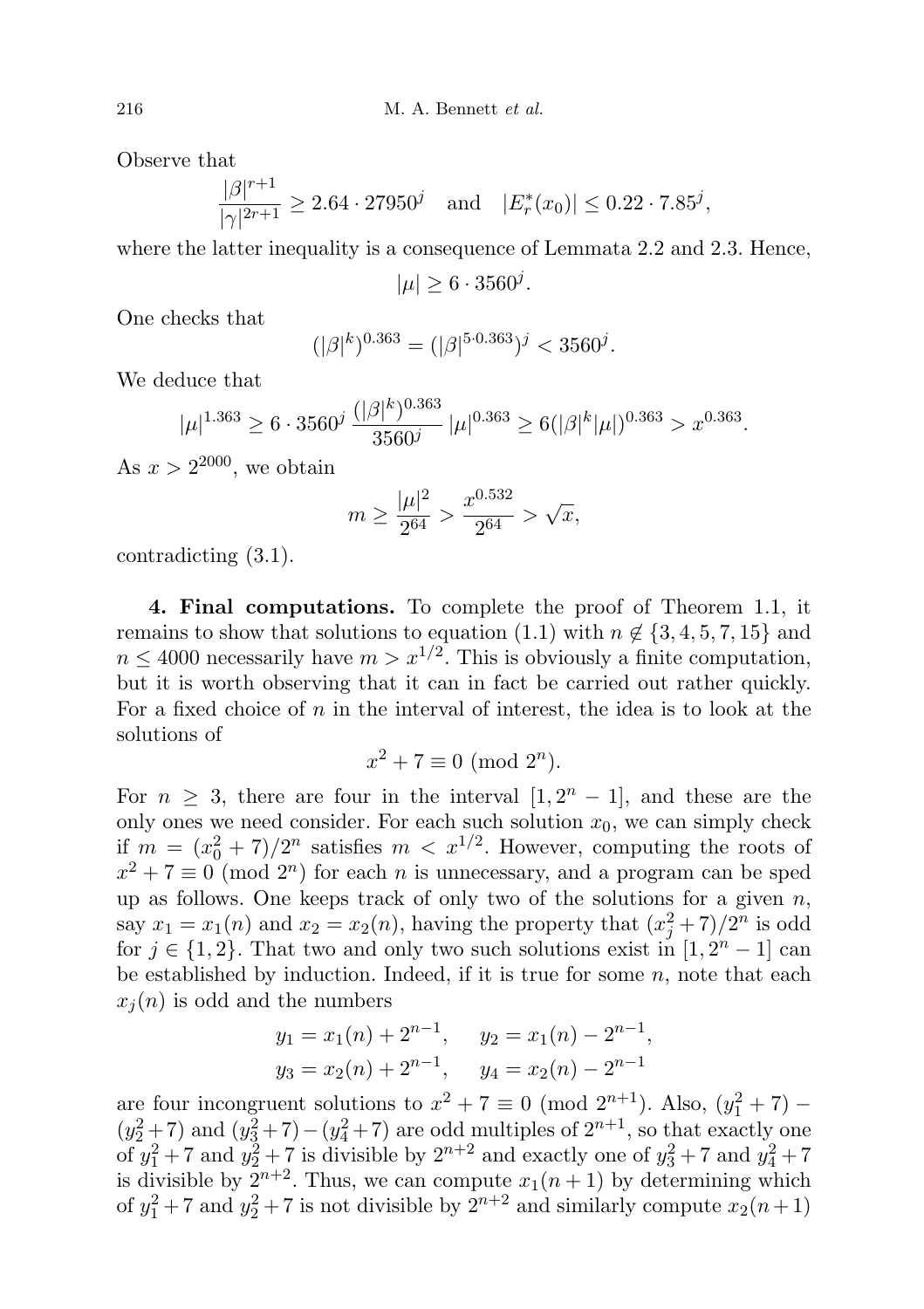Observe that

$$\frac{|\beta|^{r+1}}{|\gamma|^{2r+1}} \geq 2.64 \cdot 27950^j \quad \text{and} \quad |E_r^*(x_0)| \leq 0.22 \cdot 7.85^j,$$

where the latter inequality is a consequence of Lemmata 2.2 and 2.3. Hence,

$$|\mu| \geq 6 \cdot 3560^j.$$

One checks that

$$(|\beta|^k)^{0.363} = (|\beta|^{5 \cdot 0.363})^j < 3560^j.$$

We deduce that

$$|\mu|^{1.363} \geq 6 \cdot 3560^j \, \frac{(|\beta|^k)^{0.363}}{3560^j} \, |\mu|^{0.363} \geq 6(|\beta|^k |\mu|)^{0.363} > x^{0.363}.$$

As $x > 2^{2000}$, we obtain

$$m \geq \frac{|\mu|^2}{2^{64}} > \frac{x^{0.532}}{2^{64}} > \sqrt{x},$$

contradicting (3.1).

**4. Final computations.** To complete the proof of Theorem 1.1, it remains to show that solutions to equation (1.1) with $n \notin \{3, 4, 5, 7, 15\}$ and $n \leq 4000$ necessarily have $m > x^{1/2}$. This is obviously a finite computation, but it is worth observing that it can in fact be carried out rather quickly. For a fixed choice of $n$ in the interval of interest, the idea is to look at the solutions of

$$x^2 + 7 \equiv 0 \pmod{2^n}.$$

For $n \geq 3$, there are four in the interval $[1, 2^n - 1]$, and these are the only ones we need consider. For each such solution $x_0$, we can simply check if $m = (x_0^2 + 7)/2^n$ satisfies $m < x^{1/2}$. However, computing the roots of $x^2 + 7 \equiv 0 \pmod{2^n}$ for each $n$ is unnecessary, and a program can be sped up as follows. One keeps track of only two of the solutions for a given $n$, say $x_1 = x_1(n)$ and $x_2 = x_2(n)$, having the property that $(x_j^2 + 7)/2^n$ is odd for $j \in \{1, 2\}$. That two and only two such solutions exist in $[1, 2^n - 1]$ can be established by induction. Indeed, if it is true for some $n$, note that each $x_j(n)$ is odd and the numbers

$$y_1 = x_1(n) + 2^{n-1}, \quad y_2 = x_1(n) - 2^{n-1},$$
$$y_3 = x_2(n) + 2^{n-1}, \quad y_4 = x_2(n) - 2^{n-1}$$

are four incongruent solutions to $x^2 + 7 \equiv 0 \pmod{2^{n+1}}$. Also, $(y_1^2 + 7) - (y_2^2 + 7)$ and $(y_3^2 + 7) - (y_4^2 + 7)$ are odd multiples of $2^{n+1}$, so that exactly one of $y_1^2 + 7$ and $y_2^2 + 7$ is divisible by $2^{n+2}$ and exactly one of $y_3^2 + 7$ and $y_4^2 + 7$ is divisible by $2^{n+2}$. Thus, we can compute $x_1(n+1)$ by determining which of $y_1^2 + 7$ and $y_2^2 + 7$ is not divisible by $2^{n+2}$ and similarly compute $x_2(n+1)$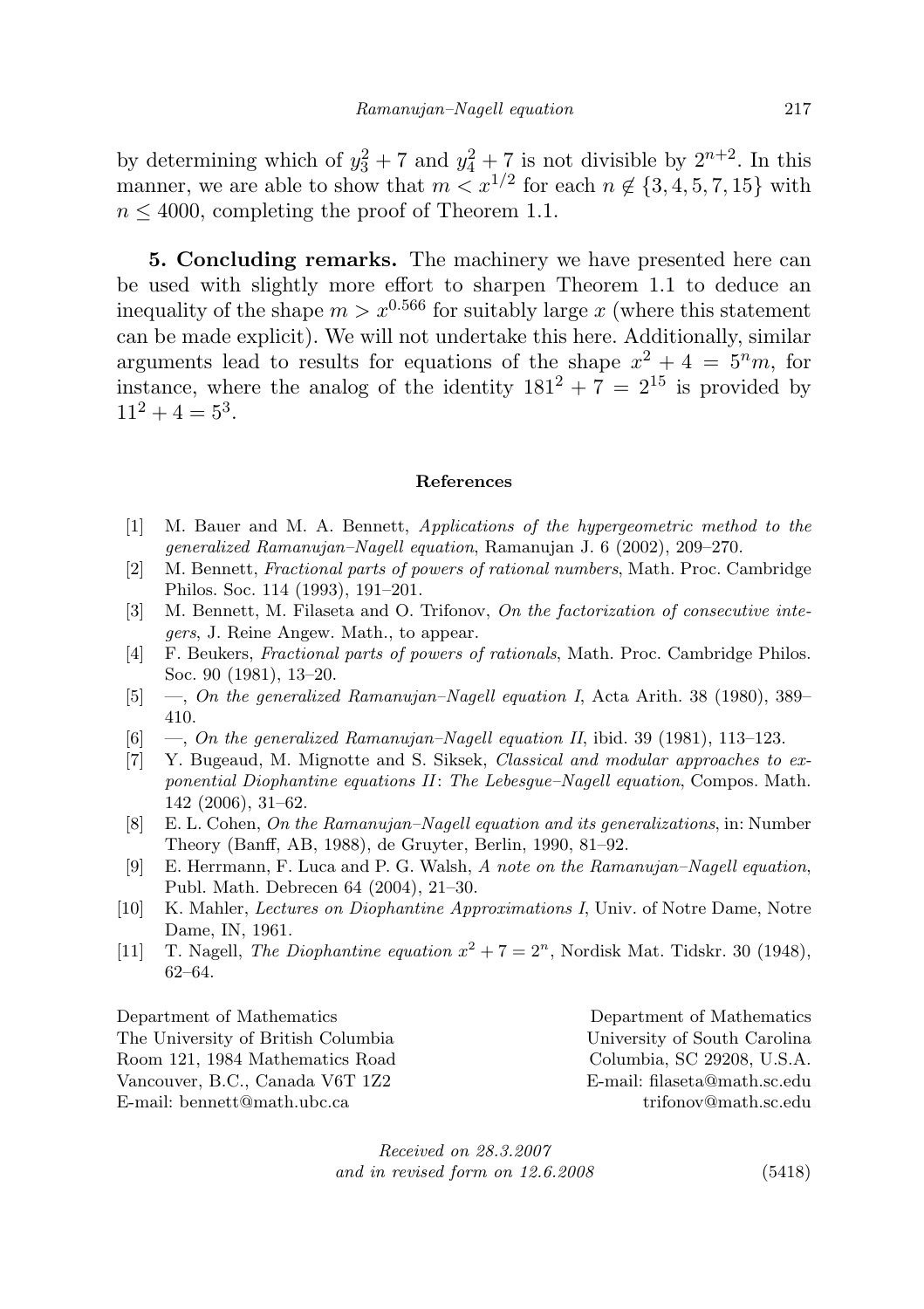by determining which of $y_3^2 + 7$ and $y_4^2 + 7$ is not divisible by $2^{n+2}$. In this manner, we are able to show that $m < x^{1/2}$ for each $n \notin \{3, 4, 5, 7, 15\}$ with $n \leq 4000$, completing the proof of Theorem 1.1.

**5. Concluding remarks.** The machinery we have presented here can be used with slightly more effort to sharpen Theorem 1.1 to deduce an inequality of the shape $m > x^{0.566}$ for suitably large $x$ (where this statement can be made explicit). We will not undertake this here. Additionally, similar arguments lead to results for equations of the shape $x^2 + 4 = 5^n m$, for instance, where the analog of the identity $181^2 + 7 = 2^{15}$ is provided by $11^2 + 4 = 5^3$.

## References

[1] M. Bauer and M. A. Bennett, *Applications of the hypergeometric method to the generalized Ramanujan–Nagell equation*, Ramanujan J. 6 (2002), 209–270.

[2] M. Bennett, *Fractional parts of powers of rational numbers*, Math. Proc. Cambridge Philos. Soc. 114 (1993), 191–201.

[3] M. Bennett, M. Filaseta and O. Trifonov, *On the factorization of consecutive integers*, J. Reine Angew. Math., to appear.

[4] F. Beukers, *Fractional parts of powers of rationals*, Math. Proc. Cambridge Philos. Soc. 90 (1981), 13–20.

[5] —, *On the generalized Ramanujan–Nagell equation I*, Acta Arith. 38 (1980), 389–410.

[6] —, *On the generalized Ramanujan–Nagell equation II*, ibid. 39 (1981), 113–123.

[7] Y. Bugeaud, M. Mignotte and S. Siksek, *Classical and modular approaches to exponential Diophantine equations II: The Lebesgue–Nagell equation*, Compos. Math. 142 (2006), 31–62.

[8] E. L. Cohen, *On the Ramanujan–Nagell equation and its generalizations*, in: Number Theory (Banff, AB, 1988), de Gruyter, Berlin, 1990, 81–92.

[9] E. Herrmann, F. Luca and P. G. Walsh, *A note on the Ramanujan–Nagell equation*, Publ. Math. Debrecen 64 (2004), 21–30.

[10] K. Mahler, *Lectures on Diophantine Approximations I*, Univ. of Notre Dame, Notre Dame, IN, 1961.

[11] T. Nagell, *The Diophantine equation $x^2 + 7 = 2^n$*, Nordisk Mat. Tidskr. 30 (1948), 62–64.

Department of Mathematics
The University of British Columbia
Room 121, 1984 Mathematics Road
Vancouver, B.C., Canada V6T 1Z2
E-mail: bennett@math.ubc.ca

Department of Mathematics
University of South Carolina
Columbia, SC 29208, U.S.A.
E-mail: filaseta@math.sc.edu
trifonov@math.sc.edu

*Received on 28.3.2007*
*and in revised form on 12.6.2008* (5418)